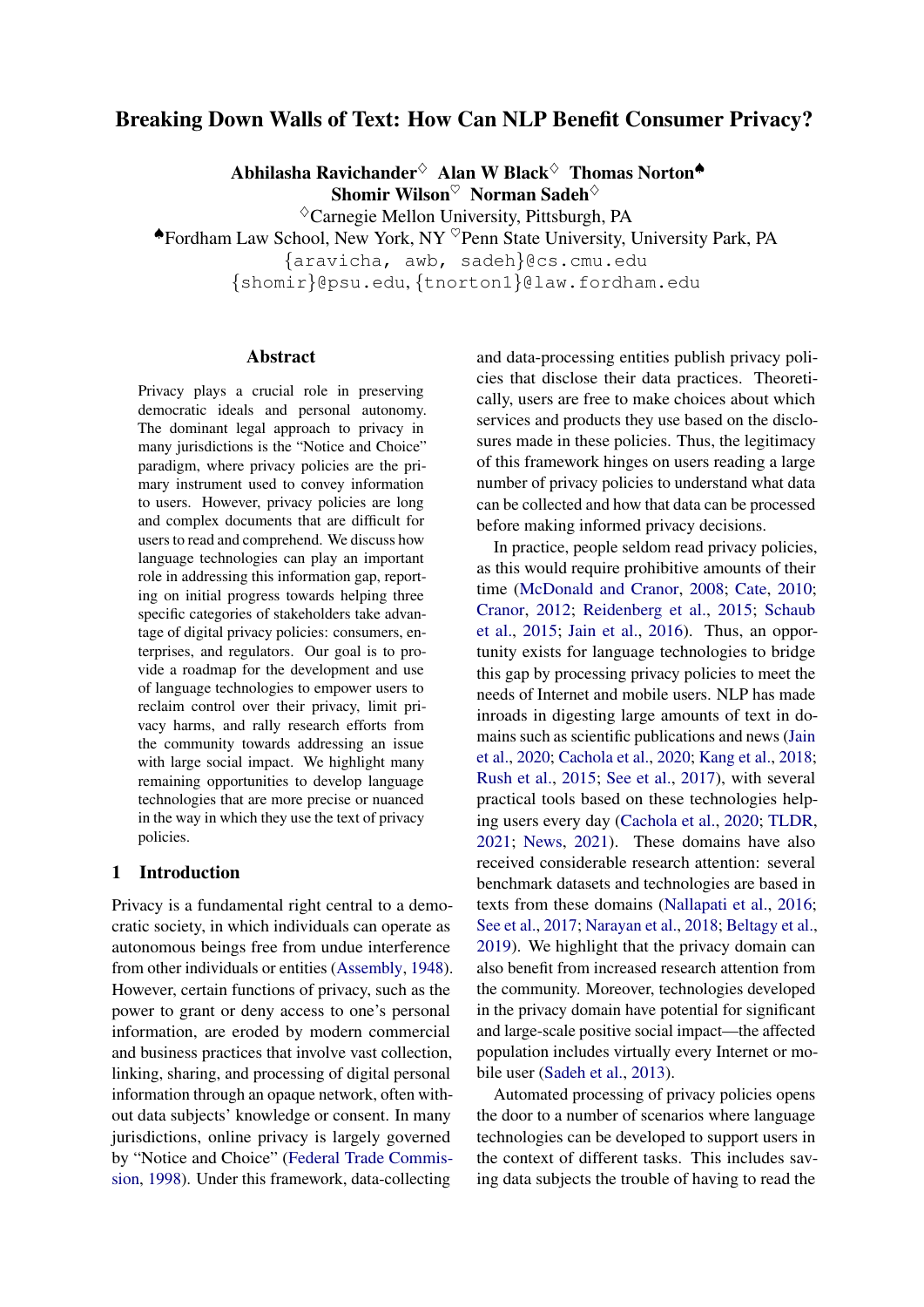# Breaking Down Walls of Text: How Can NLP Benefit Consumer Privacy?

**Abhilasha Ravichander**[♢] **Alan W Black**[♢] **Thomas Norton**[♠]
**Shomir Wilson**[♡] **Norman Sadeh**[♢]

[♢]Carnegie Mellon University, Pittsburgh, PA
[♠]Fordham Law School, New York, NY [♡]Penn State University, University Park, PA
{aravicha, awb, sadeh}@cs.cmu.edu
{shomir}@psu.edu, {tnorton1}@law.fordham.edu

## Abstract

Privacy plays a crucial role in preserving democratic ideals and personal autonomy. The dominant legal approach to privacy in many jurisdictions is the "Notice and Choice" paradigm, where privacy policies are the primary instrument used to convey information to users. However, privacy policies are long and complex documents that are difficult for users to read and comprehend. We discuss how language technologies can play an important role in addressing this information gap, reporting on initial progress towards helping three specific categories of stakeholders take advantage of digital privacy policies: consumers, enterprises, and regulators. Our goal is to provide a roadmap for the development and use of language technologies to empower users to reclaim control over their privacy, limit privacy harms, and rally research efforts from the community towards addressing an issue with large social impact. We highlight many remaining opportunities to develop language technologies that are more precise or nuanced in the way in which they use the text of privacy policies.

## 1 Introduction

Privacy is a fundamental right central to a democratic society, in which individuals can operate as autonomous beings free from undue interference from other individuals or entities (Assembly, 1948). However, certain functions of privacy, such as the power to grant or deny access to one's personal information, are eroded by modern commercial and business practices that involve vast collection, linking, sharing, and processing of digital personal information through an opaque network, often without data subjects' knowledge or consent. In many jurisdictions, online privacy is largely governed by "Notice and Choice" (Federal Trade Commission, 1998). Under this framework, data-collecting and data-processing entities publish privacy policies that disclose their data practices. Theoretically, users are free to make choices about which services and products they use based on the disclosures made in these policies. Thus, the legitimacy of this framework hinges on users reading a large number of privacy policies to understand what data can be collected and how that data can be processed before making informed privacy decisions.

In practice, people seldom read privacy policies, as this would require prohibitive amounts of their time (McDonald and Cranor, 2008; Cate, 2010; Cranor, 2012; Reidenberg et al., 2015; Schaub et al., 2015; Jain et al., 2016). Thus, an opportunity exists for language technologies to bridge this gap by processing privacy policies to meet the needs of Internet and mobile users. NLP has made inroads in digesting large amounts of text in domains such as scientific publications and news (Jain et al., 2020; Cachola et al., 2020; Kang et al., 2018; Rush et al., 2015; See et al., 2017), with several practical tools based on these technologies helping users every day (Cachola et al., 2020; TLDR, 2021; News, 2021). These domains have also received considerable research attention: several benchmark datasets and technologies are based in texts from these domains (Nallapati et al., 2016; See et al., 2017; Narayan et al., 2018; Beltagy et al., 2019). We highlight that the privacy domain can also benefit from increased research attention from the community. Moreover, technologies developed in the privacy domain have potential for significant and large-scale positive social impact—the affected population includes virtually every Internet or mobile user (Sadeh et al., 2013).

Automated processing of privacy policies opens the door to a number of scenarios where language technologies can be developed to support users in the context of different tasks. This includes saving data subjects the trouble of having to read the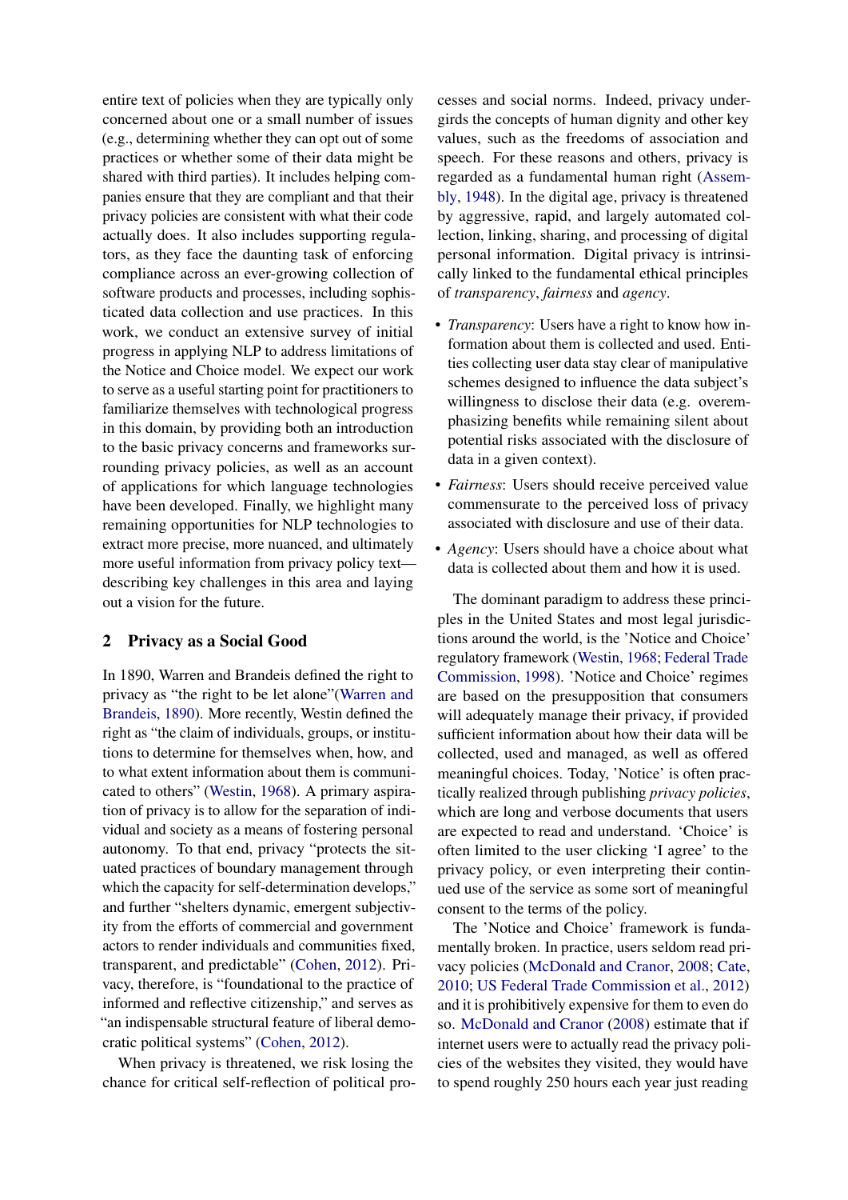entire text of policies when they are typically only concerned about one or a small number of issues (e.g., determining whether they can opt out of some practices or whether some of their data might be shared with third parties). It includes helping companies ensure that they are compliant and that their privacy policies are consistent with what their code actually does. It also includes supporting regulators, as they face the daunting task of enforcing compliance across an ever-growing collection of software products and processes, including sophisticated data collection and use practices. In this work, we conduct an extensive survey of initial progress in applying NLP to address limitations of the Notice and Choice model. We expect our work to serve as a useful starting point for practitioners to familiarize themselves with technological progress in this domain, by providing both an introduction to the basic privacy concerns and frameworks surrounding privacy policies, as well as an account of applications for which language technologies have been developed. Finally, we highlight many remaining opportunities for NLP technologies to extract more precise, more nuanced, and ultimately more useful information from privacy policy text—describing key challenges in this area and laying out a vision for the future.

## 2 Privacy as a Social Good

In 1890, Warren and Brandeis defined the right to privacy as "the right to be let alone"(Warren and Brandeis, 1890). More recently, Westin defined the right as "the claim of individuals, groups, or institutions to determine for themselves when, how, and to what extent information about them is communicated to others" (Westin, 1968). A primary aspiration of privacy is to allow for the separation of individual and society as a means of fostering personal autonomy. To that end, privacy "protects the situated practices of boundary management through which the capacity for self-determination develops," and further "shelters dynamic, emergent subjectivity from the efforts of commercial and government actors to render individuals and communities fixed, transparent, and predictable" (Cohen, 2012). Privacy, therefore, is "foundational to the practice of informed and reflective citizenship," and serves as "an indispensable structural feature of liberal democratic political systems" (Cohen, 2012).

When privacy is threatened, we risk losing the chance for critical self-reflection of political processes and social norms. Indeed, privacy undergirds the concepts of human dignity and other key values, such as the freedoms of association and speech. For these reasons and others, privacy is regarded as a fundamental human right (Assembly, 1948). In the digital age, privacy is threatened by aggressive, rapid, and largely automated collection, linking, sharing, and processing of digital personal information. Digital privacy is intrinsically linked to the fundamental ethical principles of *transparency*, *fairness* and *agency*.

- *Transparency*: Users have a right to know how information about them is collected and used. Entities collecting user data stay clear of manipulative schemes designed to influence the data subject's willingness to disclose their data (e.g. overemphasizing benefits while remaining silent about potential risks associated with the disclosure of data in a given context).
- *Fairness*: Users should receive perceived value commensurate to the perceived loss of privacy associated with disclosure and use of their data.
- *Agency*: Users should have a choice about what data is collected about them and how it is used.

The dominant paradigm to address these principles in the United States and most legal jurisdictions around the world, is the 'Notice and Choice' regulatory framework (Westin, 1968; Federal Trade Commission, 1998). 'Notice and Choice' regimes are based on the presupposition that consumers will adequately manage their privacy, if provided sufficient information about how their data will be collected, used and managed, as well as offered meaningful choices. Today, 'Notice' is often practically realized through publishing *privacy policies*, which are long and verbose documents that users are expected to read and understand. 'Choice' is often limited to the user clicking 'I agree' to the privacy policy, or even interpreting their continued use of the service as some sort of meaningful consent to the terms of the policy.

The 'Notice and Choice' framework is fundamentally broken. In practice, users seldom read privacy policies (McDonald and Cranor, 2008; Cate, 2010; US Federal Trade Commission et al., 2012) and it is prohibitively expensive for them to even do so. McDonald and Cranor (2008) estimate that if internet users were to actually read the privacy policies of the websites they visited, they would have to spend roughly 250 hours each year just reading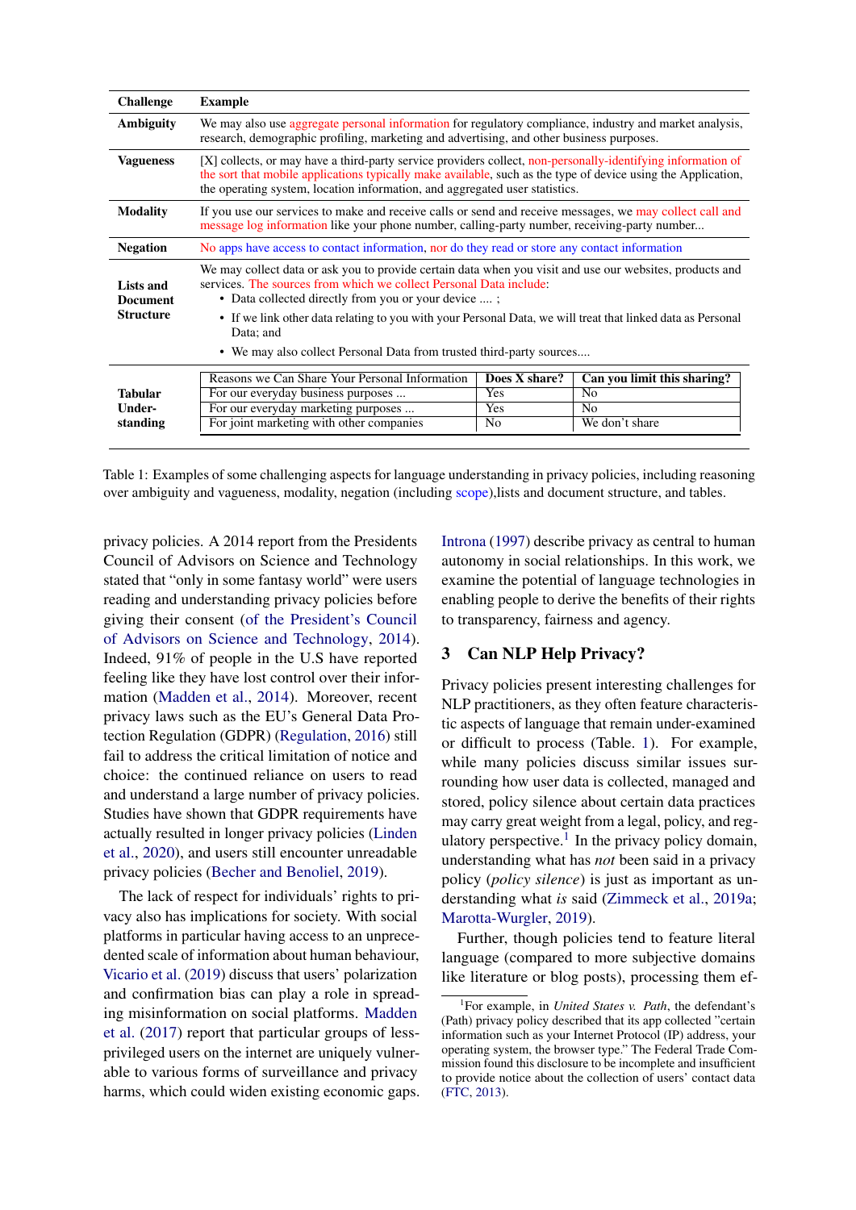| Challenge | Example |
|---|---|
| **Ambiguity** | We may also use aggregate personal information for regulatory compliance, industry and market analysis, research, demographic profiling, marketing and advertising, and other business purposes. |
| **Vagueness** | [X] collects, or may have a third-party service providers collect, non-personally-identifying information of the sort that mobile applications typically make available, such as the type of device using the Application, the operating system, location information, and aggregated user statistics. |
| **Modality** | If you use our services to make and receive calls or send and receive messages, we may collect call and message log information like your phone number, calling-party number, receiving-party number... |
| **Negation** | No apps have access to contact information, nor do they read or store any contact information |
| **Lists and Document Structure** | We may collect data or ask you to provide certain data when you visit and use our websites, products and services. The sources from which we collect Personal Data include: • Data collected directly from you or your device .... ; • If we link other data relating to you with your Personal Data, we will treat that linked data as Personal Data; and • We may also collect Personal Data from trusted third-party sources.... |
| **Tabular Understanding** | Reasons we Can Share Your Personal Information / Does X share? / Can you limit this sharing? — For our everyday business purposes ... / Yes / No — For our everyday marketing purposes ... / Yes / No — For joint marketing with other companies / No / We don't share |

Table 1: Examples of some challenging aspects for language understanding in privacy policies, including reasoning over ambiguity and vagueness, modality, negation (including scope),lists and document structure, and tables.

privacy policies. A 2014 report from the Presidents Council of Advisors on Science and Technology stated that "only in some fantasy world" were users reading and understanding privacy policies before giving their consent (of the President's Council of Advisors on Science and Technology, 2014). Indeed, 91% of people in the U.S have reported feeling like they have lost control over their information (Madden et al., 2014). Moreover, recent privacy laws such as the EU's General Data Protection Regulation (GDPR) (Regulation, 2016) still fail to address the critical limitation of notice and choice: the continued reliance on users to read and understand a large number of privacy policies. Studies have shown that GDPR requirements have actually resulted in longer privacy policies (Linden et al., 2020), and users still encounter unreadable privacy policies (Becher and Benoliel, 2019).

The lack of respect for individuals' rights to privacy also has implications for society. With social platforms in particular having access to an unprecedented scale of information about human behaviour, Vicario et al. (2019) discuss that users' polarization and confirmation bias can play a role in spreading misinformation on social platforms. Madden et al. (2017) report that particular groups of less-privileged users on the internet are uniquely vulnerable to various forms of surveillance and privacy harms, which could widen existing economic gaps. Introna (1997) describe privacy as central to human autonomy in social relationships. In this work, we examine the potential of language technologies in enabling people to derive the benefits of their rights to transparency, fairness and agency.

## 3 Can NLP Help Privacy?

Privacy policies present interesting challenges for NLP practitioners, as they often feature characteristic aspects of language that remain under-examined or difficult to process (Table. 1). For example, while many policies discuss similar issues surrounding how user data is collected, managed and stored, policy silence about certain data practices may carry great weight from a legal, policy, and regulatory perspective.[1] In the privacy policy domain, understanding what has *not* been said in a privacy policy (*policy silence*) is just as important as understanding what *is* said (Zimmeck et al., 2019a; Marotta-Wurgler, 2019).

Further, though policies tend to feature literal language (compared to more subjective domains like literature or blog posts), processing them ef-

[1] For example, in *United States v. Path*, the defendant's (Path) privacy policy described that its app collected "certain information such as your Internet Protocol (IP) address, your operating system, the browser type." The Federal Trade Commission found this disclosure to be incomplete and insufficient to provide notice about the collection of users' contact data (FTC, 2013).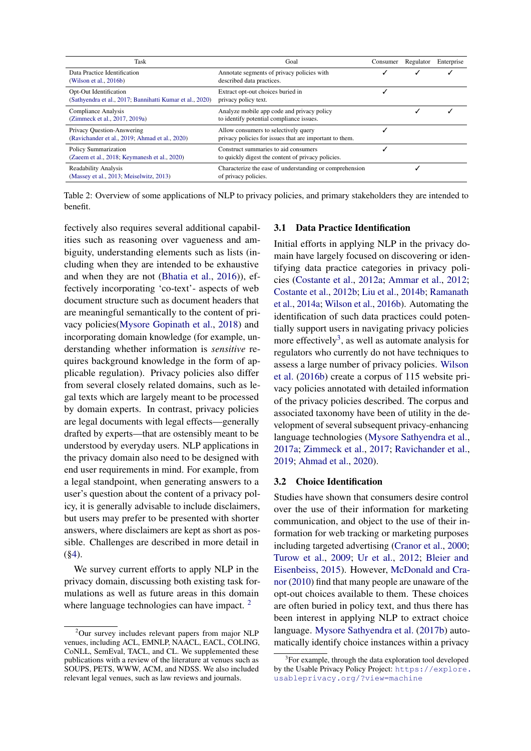| Task | Goal | Consumer | Regulator | Enterprise |
|---|---|---|---|---|
| Data Practice Identification (Wilson et al., 2016b) | Annotate segments of privacy policies with described data practices. | ✓ | ✓ | ✓ |
| Opt-Out Identification (Sathyendra et al., 2017; Bannihatti Kumar et al., 2020) | Extract opt-out choices buried in privacy policy text. | ✓ | | |
| Compliance Analysis (Zimmeck et al., 2017, 2019a) | Analyze mobile app code and privacy policy to identify potential compliance issues. | | ✓ | ✓ |
| Privacy Question-Answering (Ravichander et al., 2019; Ahmad et al., 2020) | Allow consumers to selectively query privacy policies for issues that are important to them. | ✓ | | |
| Policy Summarization (Zaeem et al., 2018; Keymanesh et al., 2020) | Construct summaries to aid consumers to quickly digest the content of privacy policies. | ✓ | | |
| Readability Analysis (Massey et al., 2013; Meiselwitz, 2013) | Characterize the ease of understanding or comprehension of privacy policies. | | ✓ | |

Table 2: Overview of some applications of NLP to privacy policies, and primary stakeholders they are intended to benefit.

fectively also requires several additional capabilities such as reasoning over vagueness and ambiguity, understanding elements such as lists (including when they are intended to be exhaustive and when they are not (Bhatia et al., 2016)), effectively incorporating 'co-text'- aspects of web document structure such as document headers that are meaningful semantically to the content of privacy policies(Mysore Gopinath et al., 2018) and incorporating domain knowledge (for example, understanding whether information is *sensitive* requires background knowledge in the form of applicable regulation). Privacy policies also differ from several closely related domains, such as legal texts which are largely meant to be processed by domain experts. In contrast, privacy policies are legal documents with legal effects—generally drafted by experts—that are ostensibly meant to be understood by everyday users. NLP applications in the privacy domain also need to be designed with end user requirements in mind. For example, from a legal standpoint, when generating answers to a user's question about the content of a privacy policy, it is generally advisable to include disclaimers, but users may prefer to be presented with shorter answers, where disclaimers are kept as short as possible. Challenges are described in more detail in (§4).

We survey current efforts to apply NLP in the privacy domain, discussing both existing task formulations as well as future areas in this domain where language technologies can have impact. [2]

[2]Our survey includes relevant papers from major NLP venues, including ACL, EMNLP, NAACL, EACL, COLING, CoNLL, SemEval, TACL, and CL. We supplemented these publications with a review of the literature at venues such as SOUPS, PETS, WWW, ACM, and NDSS. We also included relevant legal venues, such as law reviews and journals.

### 3.1 Data Practice Identification

Initial efforts in applying NLP in the privacy domain have largely focused on discovering or identifying data practice categories in privacy policies (Costante et al., 2012a; Ammar et al., 2012; Costante et al., 2012b; Liu et al., 2014b; Ramanath et al., 2014a; Wilson et al., 2016b). Automating the identification of such data practices could potentially support users in navigating privacy policies more effectively[3], as well as automate analysis for regulators who currently do not have techniques to assess a large number of privacy policies. Wilson et al. (2016b) create a corpus of 115 website privacy policies annotated with detailed information of the privacy policies described. The corpus and associated taxonomy have been of utility in the development of several subsequent privacy-enhancing language technologies (Mysore Sathyendra et al., 2017a; Zimmeck et al., 2017; Ravichander et al., 2019; Ahmad et al., 2020).

### 3.2 Choice Identification

Studies have shown that consumers desire control over the use of their information for marketing communication, and object to the use of their information for web tracking or marketing purposes including targeted advertising (Cranor et al., 2000; Turow et al., 2009; Ur et al., 2012; Bleier and Eisenbeiss, 2015). However, McDonald and Cranor (2010) find that many people are unaware of the opt-out choices available to them. These choices are often buried in policy text, and thus there has been interest in applying NLP to extract choice language. Mysore Sathyendra et al. (2017b) automatically identify choice instances within a privacy

[3]For example, through the data exploration tool developed by the Usable Privacy Policy Project: https://explore.usableprivacy.org/?view=machine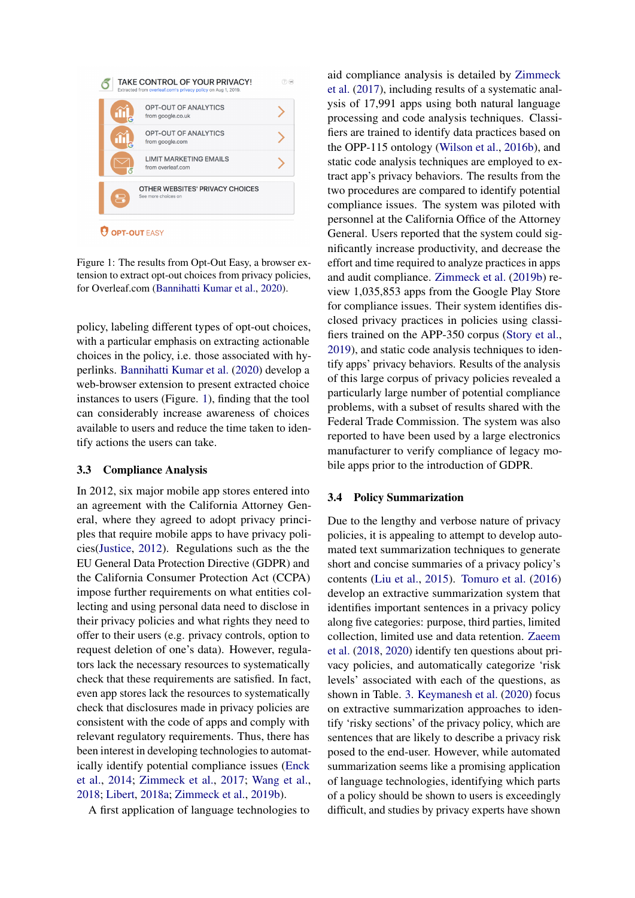Figure 1: The results from Opt-Out Easy, a browser extension to extract opt-out choices from privacy policies, for Overleaf.com (Bannihatti Kumar et al., 2020).

policy, labeling different types of opt-out choices, with a particular emphasis on extracting actionable choices in the policy, i.e. those associated with hyperlinks. Bannihatti Kumar et al. (2020) develop a web-browser extension to present extracted choice instances to users (Figure. 1), finding that the tool can considerably increase awareness of choices available to users and reduce the time taken to identify actions the users can take.

### 3.3 Compliance Analysis

In 2012, six major mobile app stores entered into an agreement with the California Attorney General, where they agreed to adopt privacy principles that require mobile apps to have privacy policies(Justice, 2012). Regulations such as the the EU General Data Protection Directive (GDPR) and the California Consumer Protection Act (CCPA) impose further requirements on what entities collecting and using personal data need to disclose in their privacy policies and what rights they need to offer to their users (e.g. privacy controls, option to request deletion of one's data). However, regulators lack the necessary resources to systematically check that these requirements are satisfied. In fact, even app stores lack the resources to systematically check that disclosures made in privacy policies are consistent with the code of apps and comply with relevant regulatory requirements. Thus, there has been interest in developing technologies to automatically identify potential compliance issues (Enck et al., 2014; Zimmeck et al., 2017; Wang et al., 2018; Libert, 2018a; Zimmeck et al., 2019b).

A first application of language technologies to aid compliance analysis is detailed by Zimmeck et al. (2017), including results of a systematic analysis of 17,991 apps using both natural language processing and code analysis techniques. Classifiers are trained to identify data practices based on the OPP-115 ontology (Wilson et al., 2016b), and static code analysis techniques are employed to extract app's privacy behaviors. The results from the two procedures are compared to identify potential compliance issues. The system was piloted with personnel at the California Office of the Attorney General. Users reported that the system could significantly increase productivity, and decrease the effort and time required to analyze practices in apps and audit compliance. Zimmeck et al. (2019b) review 1,035,853 apps from the Google Play Store for compliance issues. Their system identifies disclosed privacy practices in policies using classifiers trained on the APP-350 corpus (Story et al., 2019), and static code analysis techniques to identify apps' privacy behaviors. Results of the analysis of this large corpus of privacy policies revealed a particularly large number of potential compliance problems, with a subset of results shared with the Federal Trade Commission. The system was also reported to have been used by a large electronics manufacturer to verify compliance of legacy mobile apps prior to the introduction of GDPR.

### 3.4 Policy Summarization

Due to the lengthy and verbose nature of privacy policies, it is appealing to attempt to develop automated text summarization techniques to generate short and concise summaries of a privacy policy's contents (Liu et al., 2015). Tomuro et al. (2016) develop an extractive summarization system that identifies important sentences in a privacy policy along five categories: purpose, third parties, limited collection, limited use and data retention. Zaeem et al. (2018, 2020) identify ten questions about privacy policies, and automatically categorize 'risk levels' associated with each of the questions, as shown in Table. 3. Keymanesh et al. (2020) focus on extractive summarization approaches to identify 'risky sections' of the privacy policy, which are sentences that are likely to describe a privacy risk posed to the end-user. However, while automated summarization seems like a promising application of language technologies, identifying which parts of a policy should be shown to users is exceedingly difficult, and studies by privacy experts have shown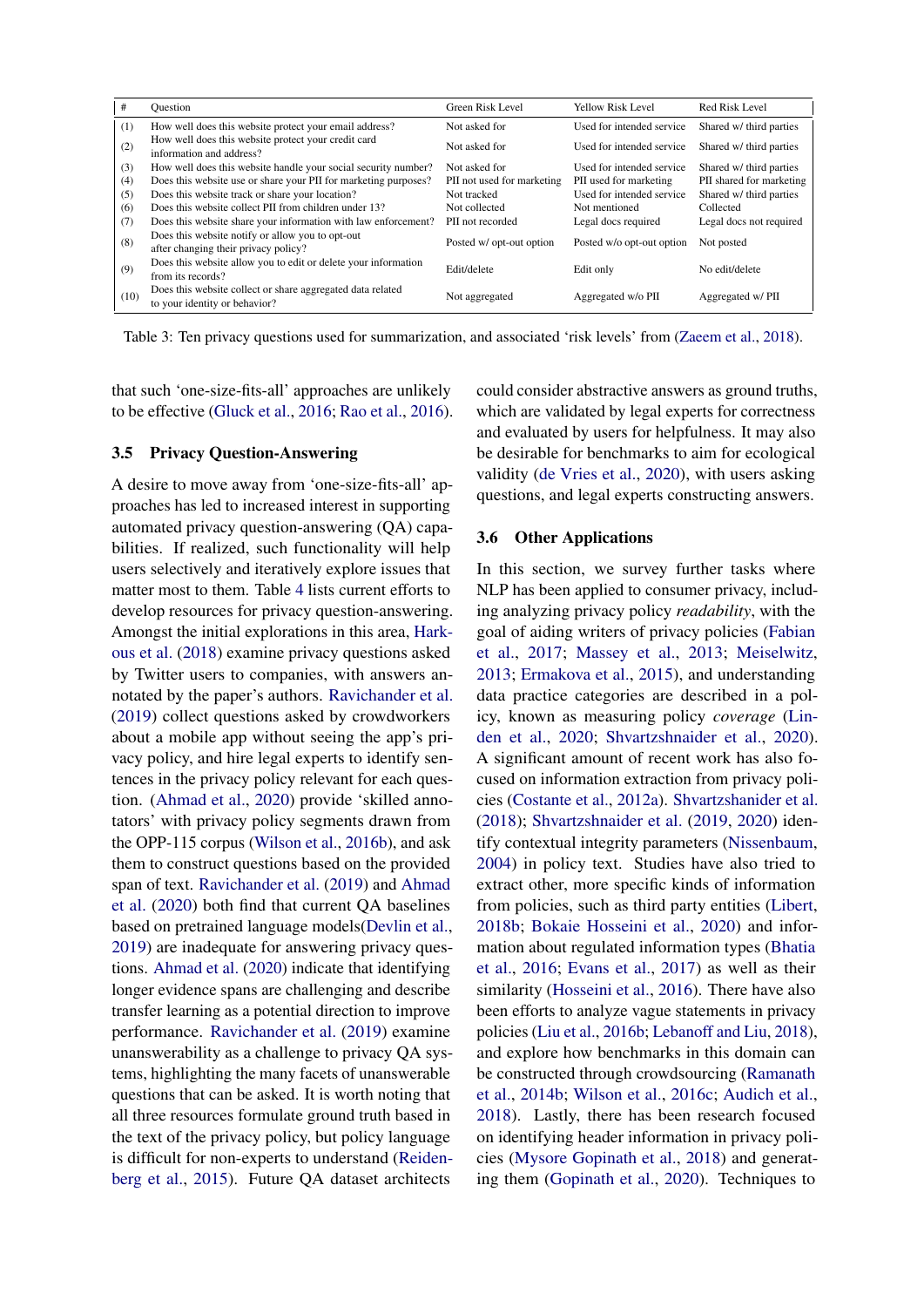| # | Question | Green Risk Level | Yellow Risk Level | Red Risk Level |
|---|---|---|---|---|
| (1) | How well does this website protect your email address? | Not asked for | Used for intended service | Shared w/ third parties |
| (2) | How well does this website protect your credit card information and address? | Not asked for | Used for intended service | Shared w/ third parties |
| (3) | How well does this website handle your social security number? | Not asked for | Used for intended service | Shared w/ third parties |
| (4) | Does this website use or share your PII for marketing purposes? | PII not used for marketing | PII used for marketing | PII shared for marketing |
| (5) | Does this website track or share your location? | Not tracked | Used for intended service | Shared w/ third parties |
| (6) | Does this website collect PII from children under 13? | Not collected | Not mentioned | Collected |
| (7) | Does this website share your information with law enforcement? | PII not recorded | Legal docs required | Legal docs not required |
| (8) | Does this website notify or allow you to opt-out after changing their privacy policy? | Posted w/ opt-out option | Posted w/o opt-out option | Not posted |
| (9) | Does this website allow you to edit or delete your information from its records? | Edit/delete | Edit only | No edit/delete |
| (10) | Does this website collect or share aggregated data related to your identity or behavior? | Not aggregated | Aggregated w/o PII | Aggregated w/ PII |

Table 3: Ten privacy questions used for summarization, and associated 'risk levels' from (Zaeem et al., 2018).

that such 'one-size-fits-all' approaches are unlikely to be effective (Gluck et al., 2016; Rao et al., 2016).

### 3.5 Privacy Question-Answering

A desire to move away from 'one-size-fits-all' approaches has led to increased interest in supporting automated privacy question-answering (QA) capabilities. If realized, such functionality will help users selectively and iteratively explore issues that matter most to them. Table 4 lists current efforts to develop resources for privacy question-answering. Amongst the initial explorations in this area, Harkous et al. (2018) examine privacy questions asked by Twitter users to companies, with answers annotated by the paper's authors. Ravichander et al. (2019) collect questions asked by crowdworkers about a mobile app without seeing the app's privacy policy, and hire legal experts to identify sentences in the privacy policy relevant for each question. (Ahmad et al., 2020) provide 'skilled annotators' with privacy policy segments drawn from the OPP-115 corpus (Wilson et al., 2016b), and ask them to construct questions based on the provided span of text. Ravichander et al. (2019) and Ahmad et al. (2020) both find that current QA baselines based on pretrained language models(Devlin et al., 2019) are inadequate for answering privacy questions. Ahmad et al. (2020) indicate that identifying longer evidence spans are challenging and describe transfer learning as a potential direction to improve performance. Ravichander et al. (2019) examine unanswerability as a challenge to privacy QA systems, highlighting the many facets of unanswerable questions that can be asked. It is worth noting that all three resources formulate ground truth based in the text of the privacy policy, but policy language is difficult for non-experts to understand (Reidenberg et al., 2015). Future QA dataset architects could consider abstractive answers as ground truths, which are validated by legal experts for correctness and evaluated by users for helpfulness. It may also be desirable for benchmarks to aim for ecological validity (de Vries et al., 2020), with users asking questions, and legal experts constructing answers.

### 3.6 Other Applications

In this section, we survey further tasks where NLP has been applied to consumer privacy, including analyzing privacy policy *readability*, with the goal of aiding writers of privacy policies (Fabian et al., 2017; Massey et al., 2013; Meiselwitz, 2013; Ermakova et al., 2015), and understanding data practice categories are described in a policy, known as measuring policy *coverage* (Linden et al., 2020; Shvartzshnaider et al., 2020). A significant amount of recent work has also focused on information extraction from privacy policies (Costante et al., 2012a). Shvartzshanider et al. (2018); Shvartzshnaider et al. (2019, 2020) identify contextual integrity parameters (Nissenbaum, 2004) in policy text. Studies have also tried to extract other, more specific kinds of information from policies, such as third party entities (Libert, 2018b; Bokaie Hosseini et al., 2020) and information about regulated information types (Bhatia et al., 2016; Evans et al., 2017) as well as their similarity (Hosseini et al., 2016). There have also been efforts to analyze vague statements in privacy policies (Liu et al., 2016b; Lebanoff and Liu, 2018), and explore how benchmarks in this domain can be constructed through crowdsourcing (Ramanath et al., 2014b; Wilson et al., 2016c; Audich et al., 2018). Lastly, there has been research focused on identifying header information in privacy policies (Mysore Gopinath et al., 2018) and generating them (Gopinath et al., 2020). Techniques to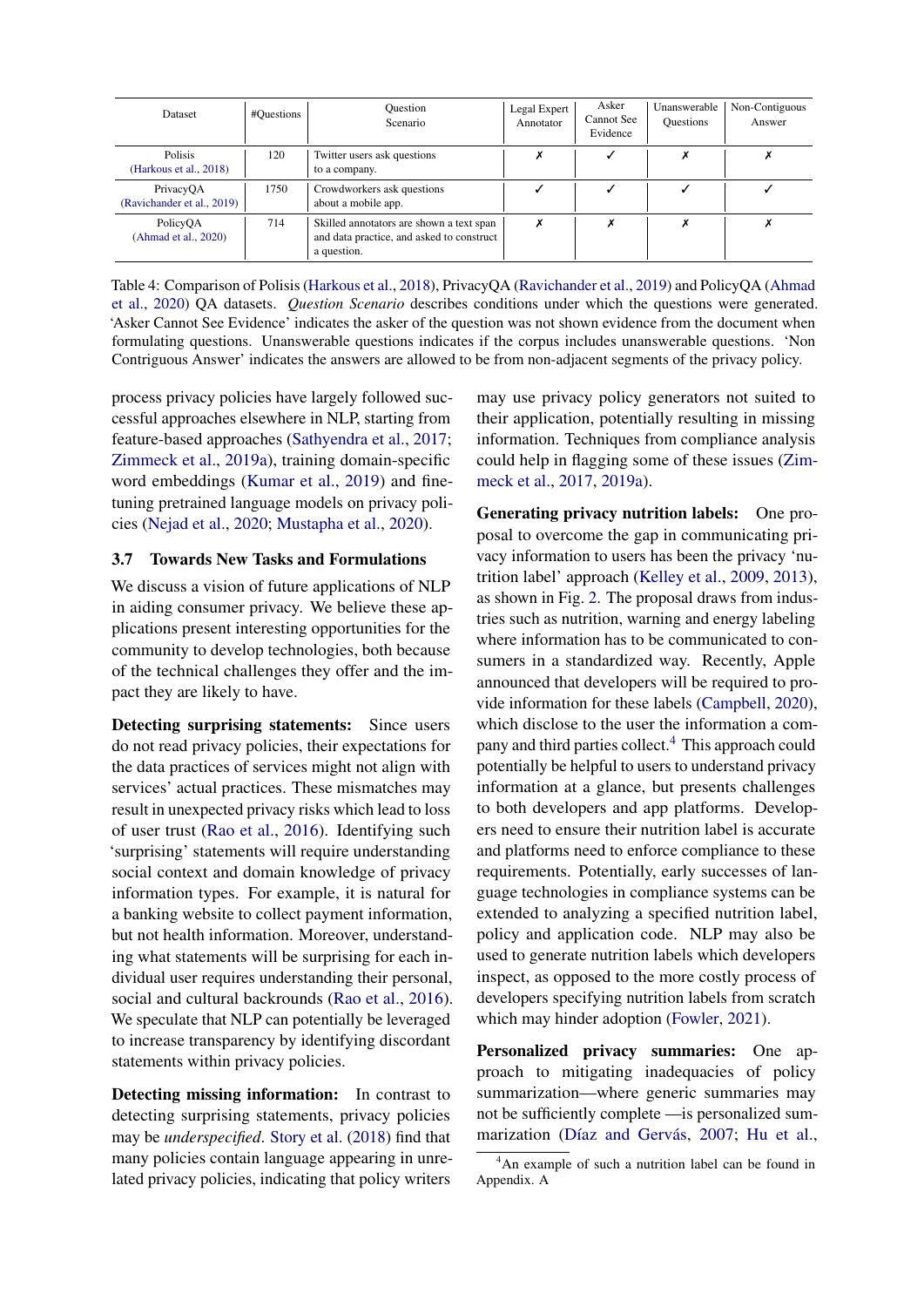| Dataset | #Questions | Question Scenario | Legal Expert Annotator | Asker Cannot See Evidence | Unanswerable Questions | Non-Contiguous Answer |
|---|---|---|---|---|---|---|
| Polisis (Harkous et al., 2018) | 120 | Twitter users ask questions to a company. | ✗ | ✓ | ✗ | ✗ |
| PrivacyQA (Ravichander et al., 2019) | 1750 | Crowdworkers ask questions about a mobile app. | ✓ | ✓ | ✓ | ✓ |
| PolicyQA (Ahmad et al., 2020) | 714 | Skilled annotators are shown a text span and data practice, and asked to construct a question. | ✗ | ✗ | ✗ | ✗ |

Table 4: Comparison of Polisis (Harkous et al., 2018), PrivacyQA (Ravichander et al., 2019) and PolicyQA (Ahmad et al., 2020) QA datasets. *Question Scenario* describes conditions under which the questions were generated. 'Asker Cannot See Evidence' indicates the asker of the question was not shown evidence from the document when formulating questions. Unanswerable questions indicates if the corpus includes unanswerable questions. 'Non Contriguous Answer' indicates the answers are allowed to be from non-adjacent segments of the privacy policy.

process privacy policies have largely followed successful approaches elsewhere in NLP, starting from feature-based approaches (Sathyendra et al., 2017; Zimmeck et al., 2019a), training domain-specific word embeddings (Kumar et al., 2019) and fine-tuning pretrained language models on privacy policies (Nejad et al., 2020; Mustapha et al., 2020).

### 3.7 Towards New Tasks and Formulations

We discuss a vision of future applications of NLP in aiding consumer privacy. We believe these applications present interesting opportunities for the community to develop technologies, both because of the technical challenges they offer and the impact they are likely to have.

**Detecting surprising statements:** Since users do not read privacy policies, their expectations for the data practices of services might not align with services' actual practices. These mismatches may result in unexpected privacy risks which lead to loss of user trust (Rao et al., 2016). Identifying such 'surprising' statements will require understanding social context and domain knowledge of privacy information types. For example, it is natural for a banking website to collect payment information, but not health information. Moreover, understanding what statements will be surprising for each individual user requires understanding their personal, social and cultural backrounds (Rao et al., 2016). We speculate that NLP can potentially be leveraged to increase transparency by identifying discordant statements within privacy policies.

**Detecting missing information:** In contrast to detecting surprising statements, privacy policies may be *underspecified*. Story et al. (2018) find that many policies contain language appearing in unrelated privacy policies, indicating that policy writers may use privacy policy generators not suited to their application, potentially resulting in missing information. Techniques from compliance analysis could help in flagging some of these issues (Zimmeck et al., 2017, 2019a).

**Generating privacy nutrition labels:** One proposal to overcome the gap in communicating privacy information to users has been the privacy 'nutrition label' approach (Kelley et al., 2009, 2013), as shown in Fig. 2. The proposal draws from industries such as nutrition, warning and energy labeling where information has to be communicated to consumers in a standardized way. Recently, Apple announced that developers will be required to provide information for these labels (Campbell, 2020), which disclose to the user the information a company and third parties collect.[4] This approach could potentially be helpful to users to understand privacy information at a glance, but presents challenges to both developers and app platforms. Developers need to ensure their nutrition label is accurate and platforms need to enforce compliance to these requirements. Potentially, early successes of language technologies in compliance systems can be extended to analyzing a specified nutrition label, policy and application code. NLP may also be used to generate nutrition labels which developers inspect, as opposed to the more costly process of developers specifying nutrition labels from scratch which may hinder adoption (Fowler, 2021).

**Personalized privacy summaries:** One approach to mitigating inadequacies of policy summarization—where generic summaries may not be sufficiently complete —is personalized summarization (Díaz and Gervás, 2007; Hu et al.,

[4] An example of such a nutrition label can be found in Appendix. A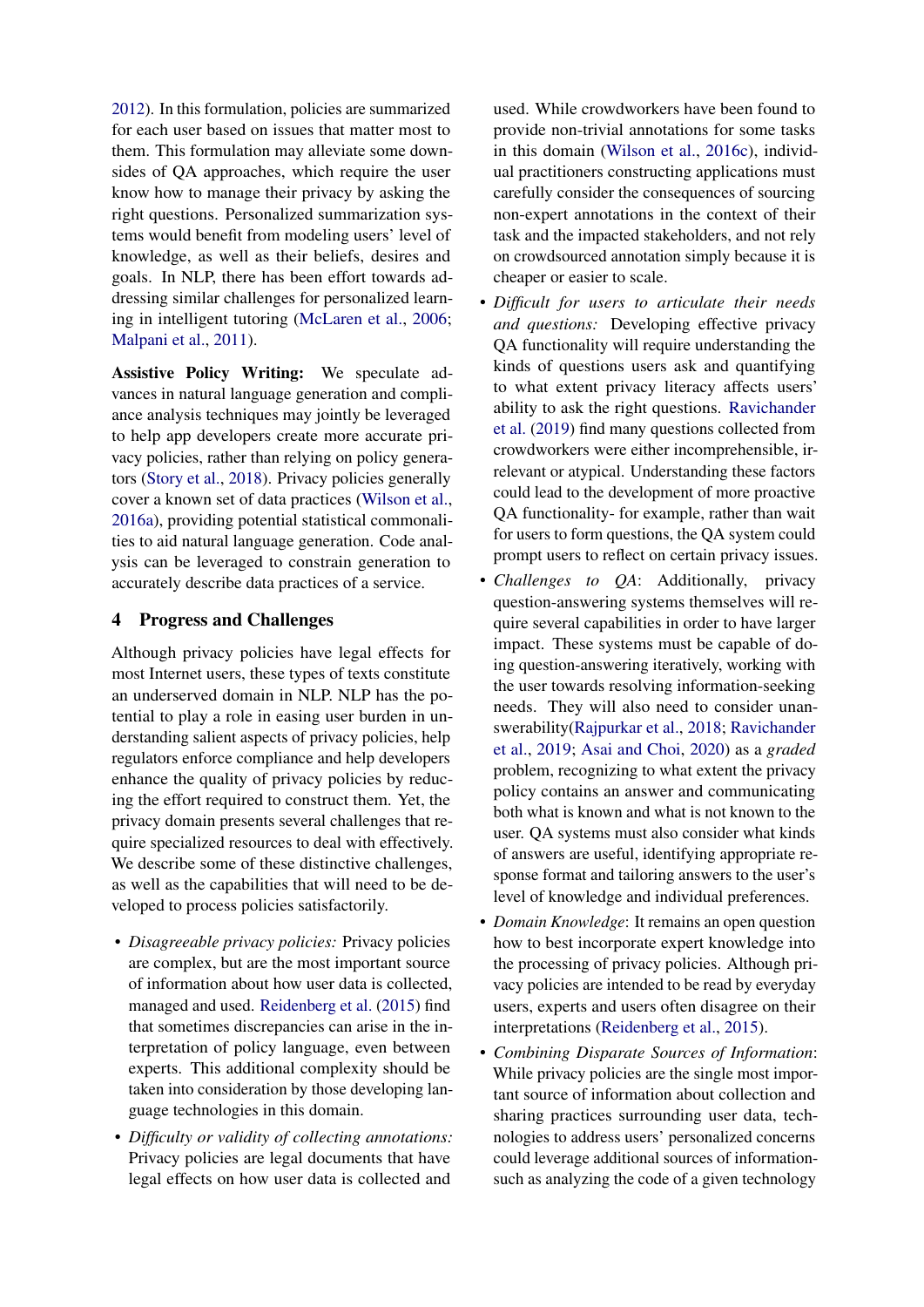2012). In this formulation, policies are summarized for each user based on issues that matter most to them. This formulation may alleviate some downsides of QA approaches, which require the user know how to manage their privacy by asking the right questions. Personalized summarization systems would benefit from modeling users' level of knowledge, as well as their beliefs, desires and goals. In NLP, there has been effort towards addressing similar challenges for personalized learning in intelligent tutoring (McLaren et al., 2006; Malpani et al., 2011).

**Assistive Policy Writing:** We speculate advances in natural language generation and compliance analysis techniques may jointly be leveraged to help app developers create more accurate privacy policies, rather than relying on policy generators (Story et al., 2018). Privacy policies generally cover a known set of data practices (Wilson et al., 2016a), providing potential statistical commonalities to aid natural language generation. Code analysis can be leveraged to constrain generation to accurately describe data practices of a service.

## 4 Progress and Challenges

Although privacy policies have legal effects for most Internet users, these types of texts constitute an underserved domain in NLP. NLP has the potential to play a role in easing user burden in understanding salient aspects of privacy policies, help regulators enforce compliance and help developers enhance the quality of privacy policies by reducing the effort required to construct them. Yet, the privacy domain presents several challenges that require specialized resources to deal with effectively. We describe some of these distinctive challenges, as well as the capabilities that will need to be developed to process policies satisfactorily.

- *Disagreeable privacy policies:* Privacy policies are complex, but are the most important source of information about how user data is collected, managed and used. Reidenberg et al. (2015) find that sometimes discrepancies can arise in the interpretation of policy language, even between experts. This additional complexity should be taken into consideration by those developing language technologies in this domain.
- *Difficulty or validity of collecting annotations:* Privacy policies are legal documents that have legal effects on how user data is collected and used. While crowdworkers have been found to provide non-trivial annotations for some tasks in this domain (Wilson et al., 2016c), individual practitioners constructing applications must carefully consider the consequences of sourcing non-expert annotations in the context of their task and the impacted stakeholders, and not rely on crowdsourced annotation simply because it is cheaper or easier to scale.
- *Difficult for users to articulate their needs and questions:* Developing effective privacy QA functionality will require understanding the kinds of questions users ask and quantifying to what extent privacy literacy affects users' ability to ask the right questions. Ravichander et al. (2019) find many questions collected from crowdworkers were either incomprehensible, irrelevant or atypical. Understanding these factors could lead to the development of more proactive QA functionality- for example, rather than wait for users to form questions, the QA system could prompt users to reflect on certain privacy issues.
- *Challenges to QA*: Additionally, privacy question-answering systems themselves will require several capabilities in order to have larger impact. These systems must be capable of doing question-answering iteratively, working with the user towards resolving information-seeking needs. They will also need to consider unanswerability(Rajpurkar et al., 2018; Ravichander et al., 2019; Asai and Choi, 2020) as a *graded* problem, recognizing to what extent the privacy policy contains an answer and communicating both what is known and what is not known to the user. QA systems must also consider what kinds of answers are useful, identifying appropriate response format and tailoring answers to the user's level of knowledge and individual preferences.
- *Domain Knowledge*: It remains an open question how to best incorporate expert knowledge into the processing of privacy policies. Although privacy policies are intended to be read by everyday users, experts and users often disagree on their interpretations (Reidenberg et al., 2015).
- *Combining Disparate Sources of Information*: While privacy policies are the single most important source of information about collection and sharing practices surrounding user data, technologies to address users' personalized concerns could leverage additional sources of information- such as analyzing the code of a given technology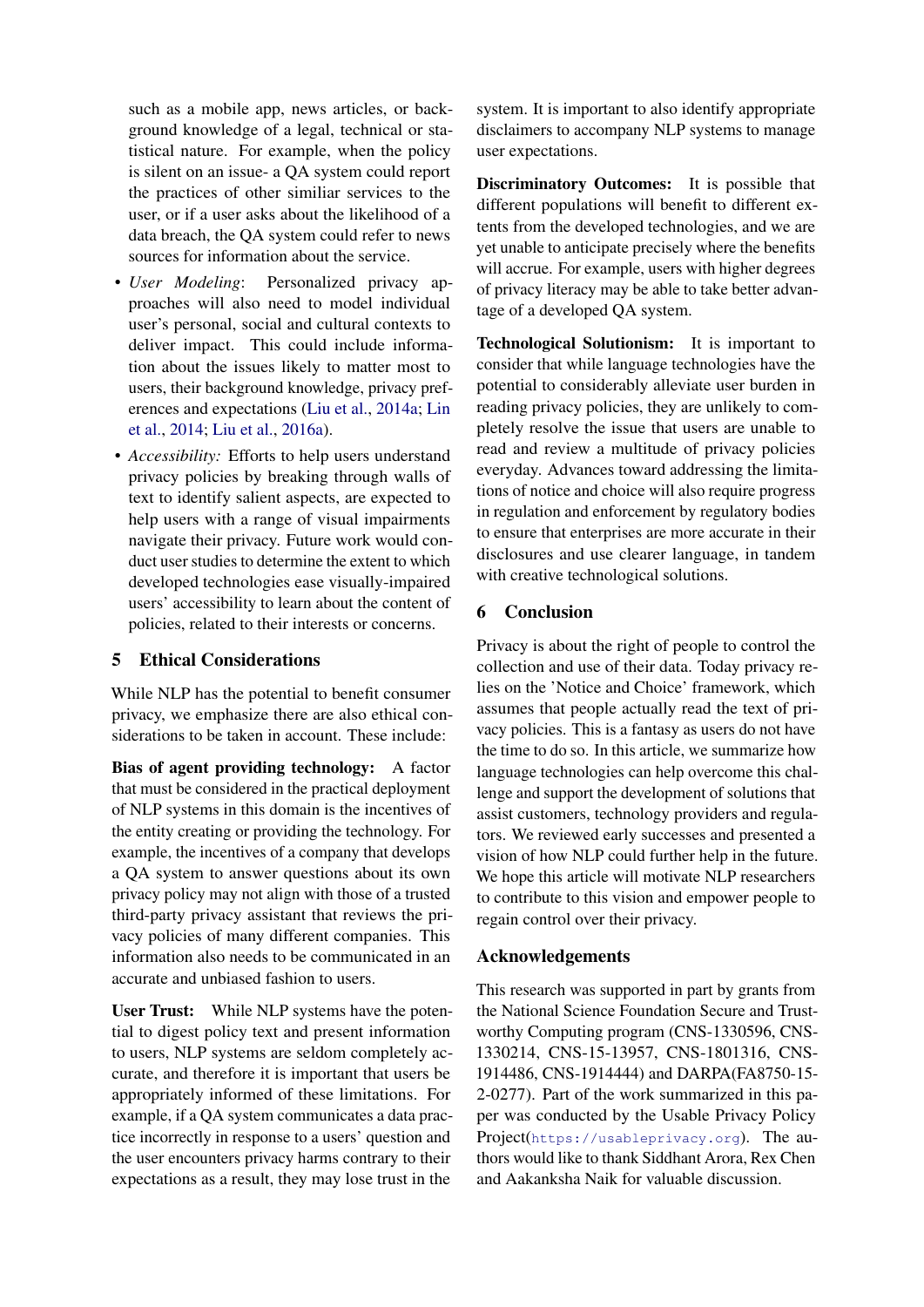such as a mobile app, news articles, or background knowledge of a legal, technical or statistical nature. For example, when the policy is silent on an issue- a QA system could report the practices of other similiar services to the user, or if a user asks about the likelihood of a data breach, the QA system could refer to news sources for information about the service.

- *User Modeling*: Personalized privacy approaches will also need to model individual user's personal, social and cultural contexts to deliver impact. This could include information about the issues likely to matter most to users, their background knowledge, privacy preferences and expectations (Liu et al., 2014a; Lin et al., 2014; Liu et al., 2016a).
- *Accessibility:* Efforts to help users understand privacy policies by breaking through walls of text to identify salient aspects, are expected to help users with a range of visual impairments navigate their privacy. Future work would conduct user studies to determine the extent to which developed technologies ease visually-impaired users' accessibility to learn about the content of policies, related to their interests or concerns.

## 5 Ethical Considerations

While NLP has the potential to benefit consumer privacy, we emphasize there are also ethical considerations to be taken in account. These include:

**Bias of agent providing technology:** A factor that must be considered in the practical deployment of NLP systems in this domain is the incentives of the entity creating or providing the technology. For example, the incentives of a company that develops a QA system to answer questions about its own privacy policy may not align with those of a trusted third-party privacy assistant that reviews the privacy policies of many different companies. This information also needs to be communicated in an accurate and unbiased fashion to users.

**User Trust:** While NLP systems have the potential to digest policy text and present information to users, NLP systems are seldom completely accurate, and therefore it is important that users be appropriately informed of these limitations. For example, if a QA system communicates a data practice incorrectly in response to a users' question and the user encounters privacy harms contrary to their expectations as a result, they may lose trust in the system. It is important to also identify appropriate disclaimers to accompany NLP systems to manage user expectations.

**Discriminatory Outcomes:** It is possible that different populations will benefit to different extents from the developed technologies, and we are yet unable to anticipate precisely where the benefits will accrue. For example, users with higher degrees of privacy literacy may be able to take better advantage of a developed QA system.

**Technological Solutionism:** It is important to consider that while language technologies have the potential to considerably alleviate user burden in reading privacy policies, they are unlikely to completely resolve the issue that users are unable to read and review a multitude of privacy policies everyday. Advances toward addressing the limitations of notice and choice will also require progress in regulation and enforcement by regulatory bodies to ensure that enterprises are more accurate in their disclosures and use clearer language, in tandem with creative technological solutions.

## 6 Conclusion

Privacy is about the right of people to control the collection and use of their data. Today privacy relies on the 'Notice and Choice' framework, which assumes that people actually read the text of privacy policies. This is a fantasy as users do not have the time to do so. In this article, we summarize how language technologies can help overcome this challenge and support the development of solutions that assist customers, technology providers and regulators. We reviewed early successes and presented a vision of how NLP could further help in the future. We hope this article will motivate NLP researchers to contribute to this vision and empower people to regain control over their privacy.

## Acknowledgements

This research was supported in part by grants from the National Science Foundation Secure and Trustworthy Computing program (CNS-1330596, CNS-1330214, CNS-15-13957, CNS-1801316, CNS-1914486, CNS-1914444) and DARPA(FA8750-15-2-0277). Part of the work summarized in this paper was conducted by the Usable Privacy Policy Project(https://usableprivacy.org). The authors would like to thank Siddhant Arora, Rex Chen and Aakanksha Naik for valuable discussion.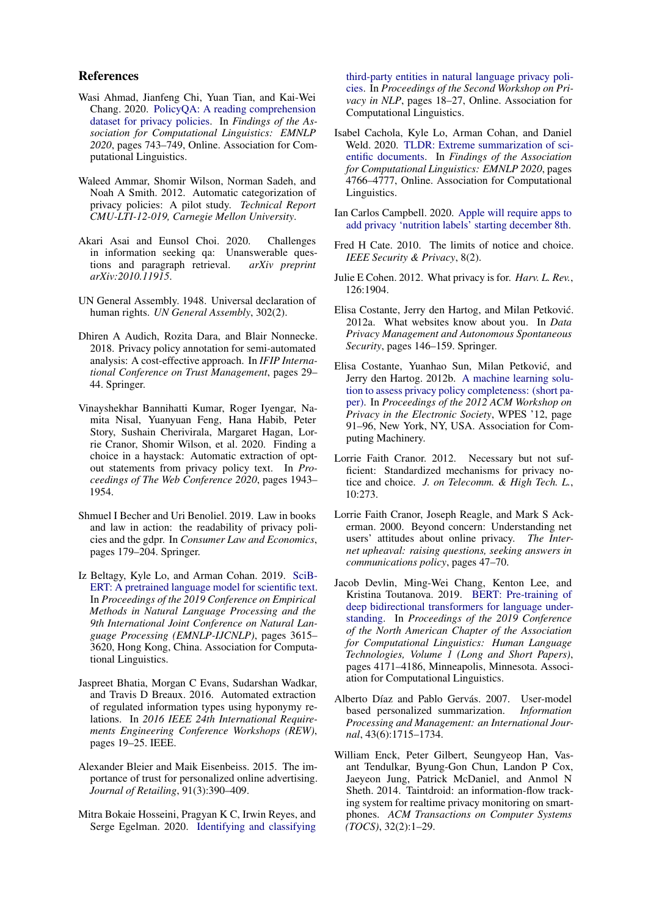## References

Wasi Ahmad, Jianfeng Chi, Yuan Tian, and Kai-Wei Chang. 2020. PolicyQA: A reading comprehension dataset for privacy policies. In *Findings of the Association for Computational Linguistics: EMNLP 2020*, pages 743–749, Online. Association for Computational Linguistics.

Waleed Ammar, Shomir Wilson, Norman Sadeh, and Noah A Smith. 2012. Automatic categorization of privacy policies: A pilot study. *Technical Report CMU-LTI-12-019, Carnegie Mellon University*.

Akari Asai and Eunsol Choi. 2020. Challenges in information seeking qa: Unanswerable questions and paragraph retrieval. *arXiv preprint arXiv:2010.11915*.

UN General Assembly. 1948. Universal declaration of human rights. *UN General Assembly*, 302(2).

Dhiren A Audich, Rozita Dara, and Blair Nonnecke. 2018. Privacy policy annotation for semi-automated analysis: A cost-effective approach. In *IFIP International Conference on Trust Management*, pages 29–44. Springer.

Vinayshekhar Bannihatti Kumar, Roger Iyengar, Namita Nisal, Yuanyuan Feng, Hana Habib, Peter Story, Sushain Cherivirala, Margaret Hagan, Lorrie Cranor, Shomir Wilson, et al. 2020. Finding a choice in a haystack: Automatic extraction of opt-out statements from privacy policy text. In *Proceedings of The Web Conference 2020*, pages 1943–1954.

Shmuel I Becher and Uri Benoliel. 2019. Law in books and law in action: the readability of privacy policies and the gdpr. In *Consumer Law and Economics*, pages 179–204. Springer.

Iz Beltagy, Kyle Lo, and Arman Cohan. 2019. SciBERT: A pretrained language model for scientific text. In *Proceedings of the 2019 Conference on Empirical Methods in Natural Language Processing and the 9th International Joint Conference on Natural Language Processing (EMNLP-IJCNLP)*, pages 3615–3620, Hong Kong, China. Association for Computational Linguistics.

Jaspreet Bhatia, Morgan C Evans, Sudarshan Wadkar, and Travis D Breaux. 2016. Automated extraction of regulated information types using hyponymy relations. In *2016 IEEE 24th International Requirements Engineering Conference Workshops (REW)*, pages 19–25. IEEE.

Alexander Bleier and Maik Eisenbeiss. 2015. The importance of trust for personalized online advertising. *Journal of Retailing*, 91(3):390–409.

Mitra Bokaie Hosseini, Pragyan K C, Irwin Reyes, and Serge Egelman. 2020. Identifying and classifying third-party entities in natural language privacy policies. In *Proceedings of the Second Workshop on Privacy in NLP*, pages 18–27, Online. Association for Computational Linguistics.

Isabel Cachola, Kyle Lo, Arman Cohan, and Daniel Weld. 2020. TLDR: Extreme summarization of scientific documents. In *Findings of the Association for Computational Linguistics: EMNLP 2020*, pages 4766–4777, Online. Association for Computational Linguistics.

Ian Carlos Campbell. 2020. Apple will require apps to add privacy 'nutrition labels' starting december 8th.

Fred H Cate. 2010. The limits of notice and choice. *IEEE Security & Privacy*, 8(2).

Julie E Cohen. 2012. What privacy is for. *Harv. L. Rev.*, 126:1904.

Elisa Costante, Jerry den Hartog, and Milan Petković. 2012a. What websites know about you. In *Data Privacy Management and Autonomous Spontaneous Security*, pages 146–159. Springer.

Elisa Costante, Yuanhao Sun, Milan Petković, and Jerry den Hartog. 2012b. A machine learning solution to assess privacy policy completeness: (short paper). In *Proceedings of the 2012 ACM Workshop on Privacy in the Electronic Society*, WPES '12, page 91–96, New York, NY, USA. Association for Computing Machinery.

Lorrie Faith Cranor. 2012. Necessary but not sufficient: Standardized mechanisms for privacy notice and choice. *J. on Telecomm. & High Tech. L.*, 10:273.

Lorrie Faith Cranor, Joseph Reagle, and Mark S Ackerman. 2000. Beyond concern: Understanding net users' attitudes about online privacy. *The Internet upheaval: raising questions, seeking answers in communications policy*, pages 47–70.

Jacob Devlin, Ming-Wei Chang, Kenton Lee, and Kristina Toutanova. 2019. BERT: Pre-training of deep bidirectional transformers for language understanding. In *Proceedings of the 2019 Conference of the North American Chapter of the Association for Computational Linguistics: Human Language Technologies, Volume 1 (Long and Short Papers)*, pages 4171–4186, Minneapolis, Minnesota. Association for Computational Linguistics.

Alberto Díaz and Pablo Gervás. 2007. User-model based personalized summarization. *Information Processing and Management: an International Journal*, 43(6):1715–1734.

William Enck, Peter Gilbert, Seungyeop Han, Vasant Tendulkar, Byung-Gon Chun, Landon P Cox, Jaeyeon Jung, Patrick McDaniel, and Anmol N Sheth. 2014. Taintdroid: an information-flow tracking system for realtime privacy monitoring on smartphones. *ACM Transactions on Computer Systems (TOCS)*, 32(2):1–29.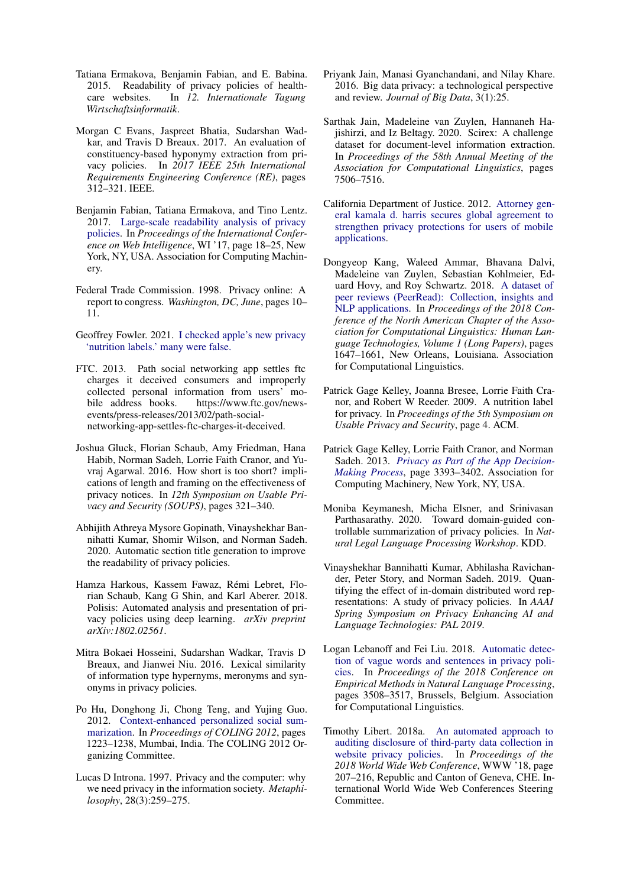Tatiana Ermakova, Benjamin Fabian, and E. Babina. 2015. Readability of privacy policies of healthcare websites. In *12. Internationale Tagung Wirtschaftsinformatik*.

Morgan C Evans, Jaspreet Bhatia, Sudarshan Wadkar, and Travis D Breaux. 2017. An evaluation of constituency-based hyponymy extraction from privacy policies. In *2017 IEEE 25th International Requirements Engineering Conference (RE)*, pages 312–321. IEEE.

Benjamin Fabian, Tatiana Ermakova, and Tino Lentz. 2017. Large-scale readability analysis of privacy policies. In *Proceedings of the International Conference on Web Intelligence*, WI '17, page 18–25, New York, NY, USA. Association for Computing Machinery.

Federal Trade Commission. 1998. Privacy online: A report to congress. *Washington, DC, June*, pages 10–11.

Geoffrey Fowler. 2021. I checked apple's new privacy 'nutrition labels.' many were false.

FTC. 2013. Path social networking app settles ftc charges it deceived consumers and improperly collected personal information from users' mobile address books. https://www.ftc.gov/news-events/press-releases/2013/02/path-social-networking-app-settles-ftc-charges-it-deceived.

Joshua Gluck, Florian Schaub, Amy Friedman, Hana Habib, Norman Sadeh, Lorrie Faith Cranor, and Yuvraj Agarwal. 2016. How short is too short? implications of length and framing on the effectiveness of privacy notices. In *12th Symposium on Usable Privacy and Security (SOUPS)*, pages 321–340.

Abhijith Athreya Mysore Gopinath, Vinayshekhar Bannihatti Kumar, Shomir Wilson, and Norman Sadeh. 2020. Automatic section title generation to improve the readability of privacy policies.

Hamza Harkous, Kassem Fawaz, Rémi Lebret, Florian Schaub, Kang G Shin, and Karl Aberer. 2018. Polisis: Automated analysis and presentation of privacy policies using deep learning. *arXiv preprint arXiv:1802.02561*.

Mitra Bokaei Hosseini, Sudarshan Wadkar, Travis D Breaux, and Jianwei Niu. 2016. Lexical similarity of information type hypernyms, meronyms and synonyms in privacy policies.

Po Hu, Donghong Ji, Chong Teng, and Yujing Guo. 2012. Context-enhanced personalized social summarization. In *Proceedings of COLING 2012*, pages 1223–1238, Mumbai, India. The COLING 2012 Organizing Committee.

Lucas D Introna. 1997. Privacy and the computer: why we need privacy in the information society. *Metaphilosophy*, 28(3):259–275.

Priyank Jain, Manasi Gyanchandani, and Nilay Khare. 2016. Big data privacy: a technological perspective and review. *Journal of Big Data*, 3(1):25.

Sarthak Jain, Madeleine van Zuylen, Hannaneh Hajishirzi, and Iz Beltagy. 2020. Scirex: A challenge dataset for document-level information extraction. In *Proceedings of the 58th Annual Meeting of the Association for Computational Linguistics*, pages 7506–7516.

California Department of Justice. 2012. Attorney general kamala d. harris secures global agreement to strengthen privacy protections for users of mobile applications.

Dongyeop Kang, Waleed Ammar, Bhavana Dalvi, Madeleine van Zuylen, Sebastian Kohlmeier, Eduard Hovy, and Roy Schwartz. 2018. A dataset of peer reviews (PeerRead): Collection, insights and NLP applications. In *Proceedings of the 2018 Conference of the North American Chapter of the Association for Computational Linguistics: Human Language Technologies, Volume 1 (Long Papers)*, pages 1647–1661, New Orleans, Louisiana. Association for Computational Linguistics.

Patrick Gage Kelley, Joanna Bresee, Lorrie Faith Cranor, and Robert W Reeder. 2009. A nutrition label for privacy. In *Proceedings of the 5th Symposium on Usable Privacy and Security*, page 4. ACM.

Patrick Gage Kelley, Lorrie Faith Cranor, and Norman Sadeh. 2013. *Privacy as Part of the App Decision-Making Process*, page 3393–3402. Association for Computing Machinery, New York, NY, USA.

Moniba Keymanesh, Micha Elsner, and Srinivasan Parthasarathy. 2020. Toward domain-guided controllable summarization of privacy policies. In *Natural Legal Language Processing Workshop*. KDD.

Vinayshekhar Bannihatti Kumar, Abhilasha Ravichander, Peter Story, and Norman Sadeh. 2019. Quantifying the effect of in-domain distributed word representations: A study of privacy policies. In *AAAI Spring Symposium on Privacy Enhancing AI and Language Technologies: PAL 2019*.

Logan Lebanoff and Fei Liu. 2018. Automatic detection of vague words and sentences in privacy policies. In *Proceedings of the 2018 Conference on Empirical Methods in Natural Language Processing*, pages 3508–3517, Brussels, Belgium. Association for Computational Linguistics.

Timothy Libert. 2018a. An automated approach to auditing disclosure of third-party data collection in website privacy policies. In *Proceedings of the 2018 World Wide Web Conference*, WWW '18, page 207–216, Republic and Canton of Geneva, CHE. International World Wide Web Conferences Steering Committee.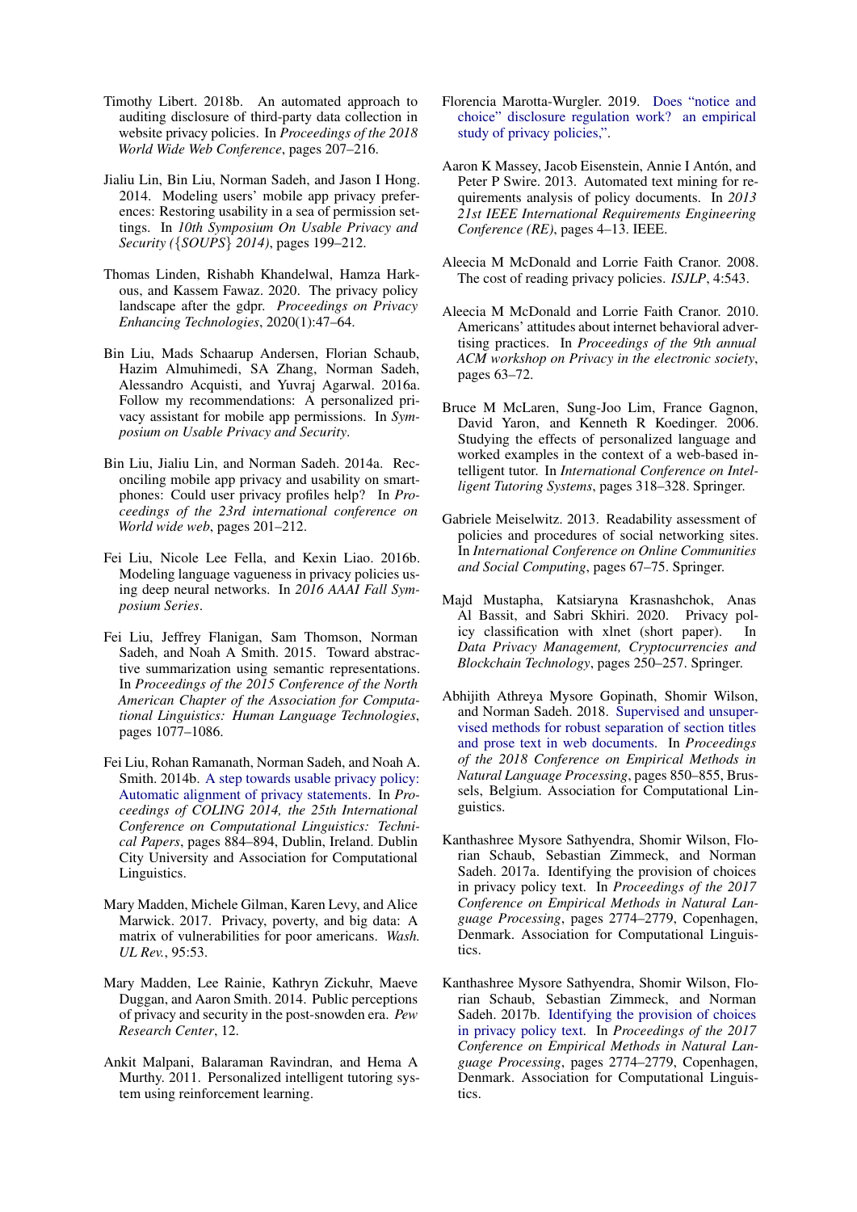Timothy Libert. 2018b. An automated approach to auditing disclosure of third-party data collection in website privacy policies. In *Proceedings of the 2018 World Wide Web Conference*, pages 207–216.

Jialiu Lin, Bin Liu, Norman Sadeh, and Jason I Hong. 2014. Modeling users' mobile app privacy preferences: Restoring usability in a sea of permission settings. In *10th Symposium On Usable Privacy and Security ({SOUPS} 2014)*, pages 199–212.

Thomas Linden, Rishabh Khandelwal, Hamza Harkous, and Kassem Fawaz. 2020. The privacy policy landscape after the gdpr. *Proceedings on Privacy Enhancing Technologies*, 2020(1):47–64.

Bin Liu, Mads Schaarup Andersen, Florian Schaub, Hazim Almuhimedi, SA Zhang, Norman Sadeh, Alessandro Acquisti, and Yuvraj Agarwal. 2016a. Follow my recommendations: A personalized privacy assistant for mobile app permissions. In *Symposium on Usable Privacy and Security*.

Bin Liu, Jialiu Lin, and Norman Sadeh. 2014a. Reconciling mobile app privacy and usability on smartphones: Could user privacy profiles help? In *Proceedings of the 23rd international conference on World wide web*, pages 201–212.

Fei Liu, Nicole Lee Fella, and Kexin Liao. 2016b. Modeling language vagueness in privacy policies using deep neural networks. In *2016 AAAI Fall Symposium Series*.

Fei Liu, Jeffrey Flanigan, Sam Thomson, Norman Sadeh, and Noah A Smith. 2015. Toward abstractive summarization using semantic representations. In *Proceedings of the 2015 Conference of the North American Chapter of the Association for Computational Linguistics: Human Language Technologies*, pages 1077–1086.

Fei Liu, Rohan Ramanath, Norman Sadeh, and Noah A. Smith. 2014b. A step towards usable privacy policy: Automatic alignment of privacy statements. In *Proceedings of COLING 2014, the 25th International Conference on Computational Linguistics: Technical Papers*, pages 884–894, Dublin, Ireland. Dublin City University and Association for Computational Linguistics.

Mary Madden, Michele Gilman, Karen Levy, and Alice Marwick. 2017. Privacy, poverty, and big data: A matrix of vulnerabilities for poor americans. *Wash. UL Rev.*, 95:53.

Mary Madden, Lee Rainie, Kathryn Zickuhr, Maeve Duggan, and Aaron Smith. 2014. Public perceptions of privacy and security in the post-snowden era. *Pew Research Center*, 12.

Ankit Malpani, Balaraman Ravindran, and Hema A Murthy. 2011. Personalized intelligent tutoring system using reinforcement learning.

Florencia Marotta-Wurgler. 2019. Does "notice and choice" disclosure regulation work? an empirical study of privacy policies,".

Aaron K Massey, Jacob Eisenstein, Annie I Antón, and Peter P Swire. 2013. Automated text mining for requirements analysis of policy documents. In *2013 21st IEEE International Requirements Engineering Conference (RE)*, pages 4–13. IEEE.

Aleecia M McDonald and Lorrie Faith Cranor. 2008. The cost of reading privacy policies. *ISJLP*, 4:543.

Aleecia M McDonald and Lorrie Faith Cranor. 2010. Americans' attitudes about internet behavioral advertising practices. In *Proceedings of the 9th annual ACM workshop on Privacy in the electronic society*, pages 63–72.

Bruce M McLaren, Sung-Joo Lim, France Gagnon, David Yaron, and Kenneth R Koedinger. 2006. Studying the effects of personalized language and worked examples in the context of a web-based intelligent tutor. In *International Conference on Intelligent Tutoring Systems*, pages 318–328. Springer.

Gabriele Meiselwitz. 2013. Readability assessment of policies and procedures of social networking sites. In *International Conference on Online Communities and Social Computing*, pages 67–75. Springer.

Majd Mustapha, Katsiaryna Krasnashchok, Anas Al Bassit, and Sabri Skhiri. 2020. Privacy policy classification with xlnet (short paper). In *Data Privacy Management, Cryptocurrencies and Blockchain Technology*, pages 250–257. Springer.

Abhijith Athreya Mysore Gopinath, Shomir Wilson, and Norman Sadeh. 2018. Supervised and unsupervised methods for robust separation of section titles and prose text in web documents. In *Proceedings of the 2018 Conference on Empirical Methods in Natural Language Processing*, pages 850–855, Brussels, Belgium. Association for Computational Linguistics.

Kanthashree Mysore Sathyendra, Shomir Wilson, Florian Schaub, Sebastian Zimmeck, and Norman Sadeh. 2017a. Identifying the provision of choices in privacy policy text. In *Proceedings of the 2017 Conference on Empirical Methods in Natural Language Processing*, pages 2774–2779, Copenhagen, Denmark. Association for Computational Linguistics.

Kanthashree Mysore Sathyendra, Shomir Wilson, Florian Schaub, Sebastian Zimmeck, and Norman Sadeh. 2017b. Identifying the provision of choices in privacy policy text. In *Proceedings of the 2017 Conference on Empirical Methods in Natural Language Processing*, pages 2774–2779, Copenhagen, Denmark. Association for Computational Linguistics.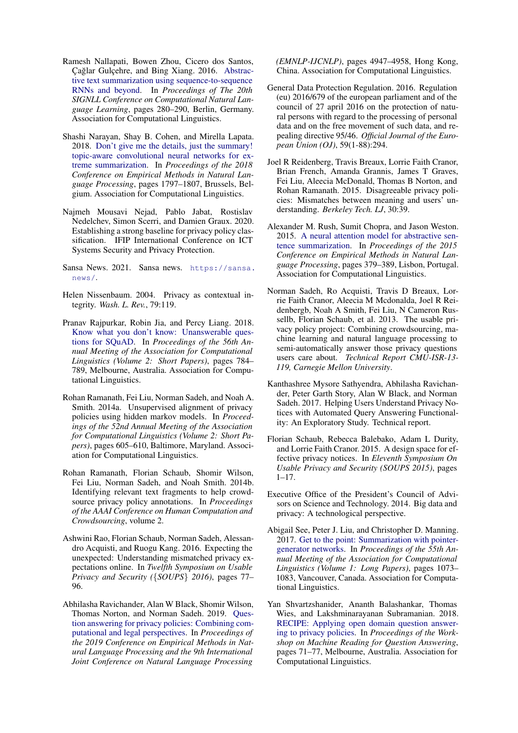Ramesh Nallapati, Bowen Zhou, Cicero dos Santos, Çağlar Gulçehre, and Bing Xiang. 2016. Abstractive text summarization using sequence-to-sequence RNNs and beyond. In *Proceedings of The 20th SIGNLL Conference on Computational Natural Language Learning*, pages 280–290, Berlin, Germany. Association for Computational Linguistics.

Shashi Narayan, Shay B. Cohen, and Mirella Lapata. 2018. Don't give me the details, just the summary! topic-aware convolutional neural networks for extreme summarization. In *Proceedings of the 2018 Conference on Empirical Methods in Natural Language Processing*, pages 1797–1807, Brussels, Belgium. Association for Computational Linguistics.

Najmeh Mousavi Nejad, Pablo Jabat, Rostislav Nedelchev, Simon Scerri, and Damien Graux. 2020. Establishing a strong baseline for privacy policy classification. IFIP International Conference on ICT Systems Security and Privacy Protection.

Sansa News. 2021. Sansa news. https://sansa.news/.

Helen Nissenbaum. 2004. Privacy as contextual integrity. *Wash. L. Rev.*, 79:119.

Pranav Rajpurkar, Robin Jia, and Percy Liang. 2018. Know what you don't know: Unanswerable questions for SQuAD. In *Proceedings of the 56th Annual Meeting of the Association for Computational Linguistics (Volume 2: Short Papers)*, pages 784–789, Melbourne, Australia. Association for Computational Linguistics.

Rohan Ramanath, Fei Liu, Norman Sadeh, and Noah A. Smith. 2014a. Unsupervised alignment of privacy policies using hidden markov models. In *Proceedings of the 52nd Annual Meeting of the Association for Computational Linguistics (Volume 2: Short Papers)*, pages 605–610, Baltimore, Maryland. Association for Computational Linguistics.

Rohan Ramanath, Florian Schaub, Shomir Wilson, Fei Liu, Norman Sadeh, and Noah Smith. 2014b. Identifying relevant text fragments to help crowdsource privacy policy annotations. In *Proceedings of the AAAI Conference on Human Computation and Crowdsourcing*, volume 2.

Ashwini Rao, Florian Schaub, Norman Sadeh, Alessandro Acquisti, and Ruogu Kang. 2016. Expecting the unexpected: Understanding mismatched privacy expectations online. In *Twelfth Symposium on Usable Privacy and Security ({SOUPS} 2016)*, pages 77–96.

Abhilasha Ravichander, Alan W Black, Shomir Wilson, Thomas Norton, and Norman Sadeh. 2019. Question answering for privacy policies: Combining computational and legal perspectives. In *Proceedings of the 2019 Conference on Empirical Methods in Natural Language Processing and the 9th International Joint Conference on Natural Language Processing (EMNLP-IJCNLP)*, pages 4947–4958, Hong Kong, China. Association for Computational Linguistics.

General Data Protection Regulation. 2016. Regulation (eu) 2016/679 of the european parliament and of the council of 27 april 2016 on the protection of natural persons with regard to the processing of personal data and on the free movement of such data, and repealing directive 95/46. *Official Journal of the European Union (OJ)*, 59(1-88):294.

Joel R Reidenberg, Travis Breaux, Lorrie Faith Cranor, Brian French, Amanda Grannis, James T Graves, Fei Liu, Aleecia McDonald, Thomas B Norton, and Rohan Ramanath. 2015. Disagreeable privacy policies: Mismatches between meaning and users' understanding. *Berkeley Tech. LJ*, 30:39.

Alexander M. Rush, Sumit Chopra, and Jason Weston. 2015. A neural attention model for abstractive sentence summarization. In *Proceedings of the 2015 Conference on Empirical Methods in Natural Language Processing*, pages 379–389, Lisbon, Portugal. Association for Computational Linguistics.

Norman Sadeh, Ro Acquisti, Travis D Breaux, Lorrie Faith Cranor, Aleecia M Mcdonalda, Joel R Reidenbergb, Noah A Smith, Fei Liu, N Cameron Russellb, Florian Schaub, et al. 2013. The usable privacy policy project: Combining crowdsourcing, machine learning and natural language processing to semi-automatically answer those privacy questions users care about. *Technical Report CMU-ISR-13-119, Carnegie Mellon University*.

Kanthashree Mysore Sathyendra, Abhilasha Ravichander, Peter Garth Story, Alan W Black, and Norman Sadeh. 2017. Helping Users Understand Privacy Notices with Automated Query Answering Functionality: An Exploratory Study. Technical report.

Florian Schaub, Rebecca Balebako, Adam L Durity, and Lorrie Faith Cranor. 2015. A design space for effective privacy notices. In *Eleventh Symposium On Usable Privacy and Security (SOUPS 2015)*, pages 1–17.

Executive Office of the President's Council of Advisors on Science and Technology. 2014. Big data and privacy: A technological perspective.

Abigail See, Peter J. Liu, and Christopher D. Manning. 2017. Get to the point: Summarization with pointer-generator networks. In *Proceedings of the 55th Annual Meeting of the Association for Computational Linguistics (Volume 1: Long Papers)*, pages 1073–1083, Vancouver, Canada. Association for Computational Linguistics.

Yan Shvartzshanider, Ananth Balashankar, Thomas Wies, and Lakshminarayanan Subramanian. 2018. RECIPE: Applying open domain question answering to privacy policies. In *Proceedings of the Workshop on Machine Reading for Question Answering*, pages 71–77, Melbourne, Australia. Association for Computational Linguistics.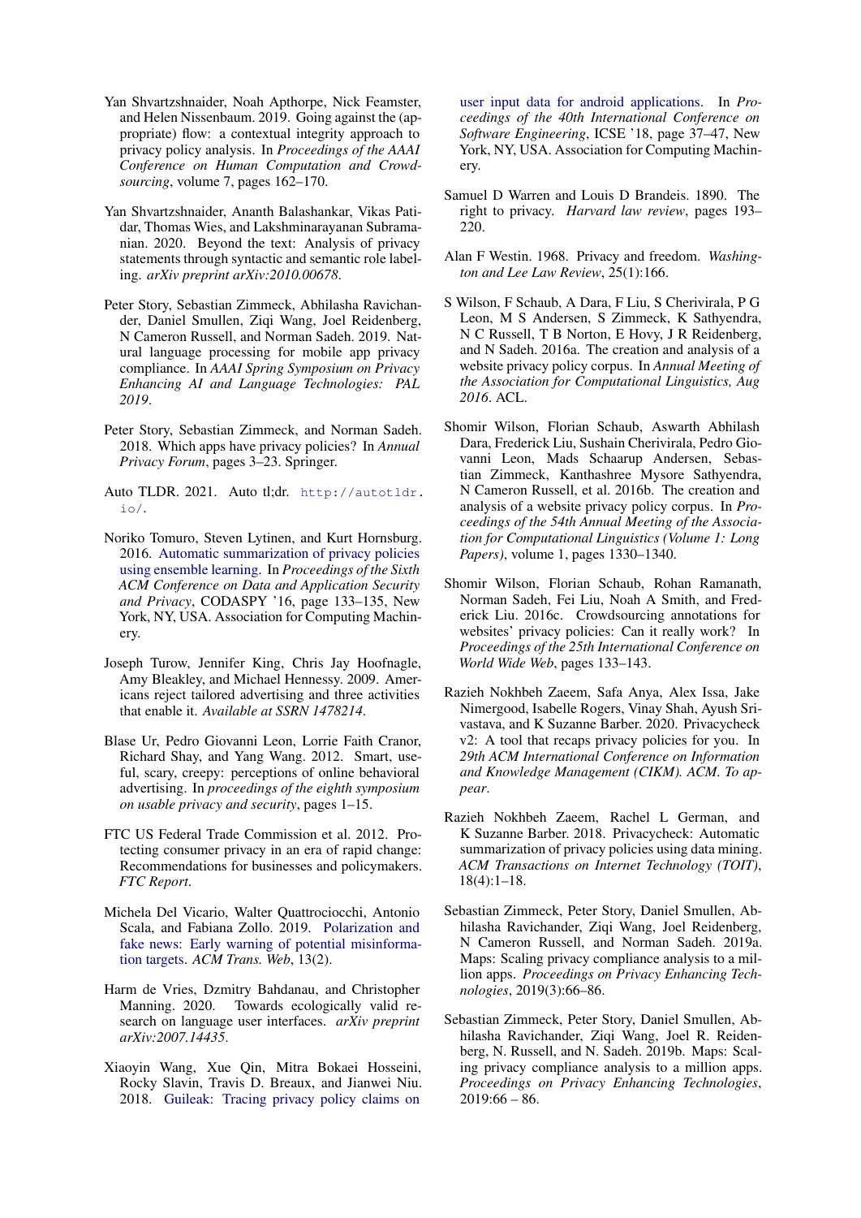Yan Shvartzshnaider, Noah Apthorpe, Nick Feamster, and Helen Nissenbaum. 2019. Going against the (appropriate) flow: a contextual integrity approach to privacy policy analysis. In *Proceedings of the AAAI Conference on Human Computation and Crowdsourcing*, volume 7, pages 162–170.

Yan Shvartzshnaider, Ananth Balashankar, Vikas Patidar, Thomas Wies, and Lakshminarayanan Subramanian. 2020. Beyond the text: Analysis of privacy statements through syntactic and semantic role labeling. *arXiv preprint arXiv:2010.00678*.

Peter Story, Sebastian Zimmeck, Abhilasha Ravichander, Daniel Smullen, Ziqi Wang, Joel Reidenberg, N Cameron Russell, and Norman Sadeh. 2019. Natural language processing for mobile app privacy compliance. In *AAAI Spring Symposium on Privacy Enhancing AI and Language Technologies: PAL 2019*.

Peter Story, Sebastian Zimmeck, and Norman Sadeh. 2018. Which apps have privacy policies? In *Annual Privacy Forum*, pages 3–23. Springer.

Auto TLDR. 2021. Auto tl;dr. http://autotldr.io/.

Noriko Tomuro, Steven Lytinen, and Kurt Hornsburg. 2016. Automatic summarization of privacy policies using ensemble learning. In *Proceedings of the Sixth ACM Conference on Data and Application Security and Privacy*, CODASPY '16, page 133–135, New York, NY, USA. Association for Computing Machinery.

Joseph Turow, Jennifer King, Chris Jay Hoofnagle, Amy Bleakley, and Michael Hennessy. 2009. Americans reject tailored advertising and three activities that enable it. *Available at SSRN 1478214*.

Blase Ur, Pedro Giovanni Leon, Lorrie Faith Cranor, Richard Shay, and Yang Wang. 2012. Smart, useful, scary, creepy: perceptions of online behavioral advertising. In *proceedings of the eighth symposium on usable privacy and security*, pages 1–15.

FTC US Federal Trade Commission et al. 2012. Protecting consumer privacy in an era of rapid change: Recommendations for businesses and policymakers. *FTC Report*.

Michela Del Vicario, Walter Quattrociocchi, Antonio Scala, and Fabiana Zollo. 2019. Polarization and fake news: Early warning of potential misinformation targets. *ACM Trans. Web*, 13(2).

Harm de Vries, Dzmitry Bahdanau, and Christopher Manning. 2020. Towards ecologically valid research on language user interfaces. *arXiv preprint arXiv:2007.14435*.

Xiaoyin Wang, Xue Qin, Mitra Bokaei Hosseini, Rocky Slavin, Travis D. Breaux, and Jianwei Niu. 2018. Guileak: Tracing privacy policy claims on user input data for android applications. In *Proceedings of the 40th International Conference on Software Engineering*, ICSE '18, page 37–47, New York, NY, USA. Association for Computing Machinery.

Samuel D Warren and Louis D Brandeis. 1890. The right to privacy. *Harvard law review*, pages 193–220.

Alan F Westin. 1968. Privacy and freedom. *Washington and Lee Law Review*, 25(1):166.

S Wilson, F Schaub, A Dara, F Liu, S Cherivirala, P G Leon, M S Andersen, S Zimmeck, K Sathyendra, N C Russell, T B Norton, E Hovy, J R Reidenberg, and N Sadeh. 2016a. The creation and analysis of a website privacy policy corpus. In *Annual Meeting of the Association for Computational Linguistics, Aug 2016*. ACL.

Shomir Wilson, Florian Schaub, Aswarth Abhilash Dara, Frederick Liu, Sushain Cherivirala, Pedro Giovanni Leon, Mads Schaarup Andersen, Sebastian Zimmeck, Kanthashree Mysore Sathyendra, N Cameron Russell, et al. 2016b. The creation and analysis of a website privacy policy corpus. In *Proceedings of the 54th Annual Meeting of the Association for Computational Linguistics (Volume 1: Long Papers)*, volume 1, pages 1330–1340.

Shomir Wilson, Florian Schaub, Rohan Ramanath, Norman Sadeh, Fei Liu, Noah A Smith, and Frederick Liu. 2016c. Crowdsourcing annotations for websites' privacy policies: Can it really work? In *Proceedings of the 25th International Conference on World Wide Web*, pages 133–143.

Razieh Nokhbeh Zaeem, Safa Anya, Alex Issa, Jake Nimergood, Isabelle Rogers, Vinay Shah, Ayush Srivastava, and K Suzanne Barber. 2020. Privacycheck v2: A tool that recaps privacy policies for you. In *29th ACM International Conference on Information and Knowledge Management (CIKM). ACM. To appear*.

Razieh Nokhbeh Zaeem, Rachel L German, and K Suzanne Barber. 2018. Privacycheck: Automatic summarization of privacy policies using data mining. *ACM Transactions on Internet Technology (TOIT)*, 18(4):1–18.

Sebastian Zimmeck, Peter Story, Daniel Smullen, Abhilasha Ravichander, Ziqi Wang, Joel Reidenberg, N Cameron Russell, and Norman Sadeh. 2019a. Maps: Scaling privacy compliance analysis to a million apps. *Proceedings on Privacy Enhancing Technologies*, 2019(3):66–86.

Sebastian Zimmeck, Peter Story, Daniel Smullen, Abhilasha Ravichander, Ziqi Wang, Joel R. Reidenberg, N. Russell, and N. Sadeh. 2019b. Maps: Scaling privacy compliance analysis to a million apps. *Proceedings on Privacy Enhancing Technologies*, 2019:66 – 86.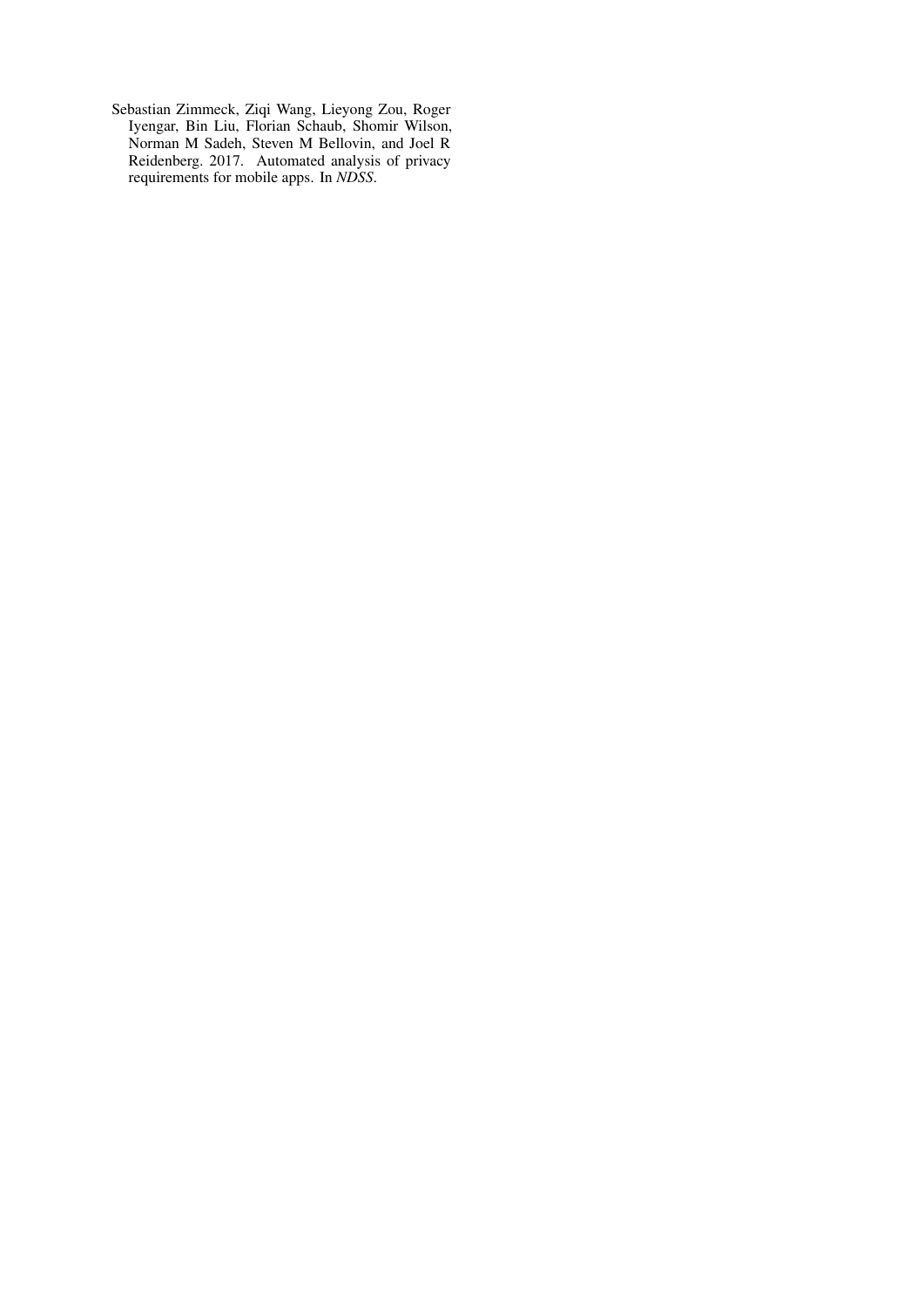Sebastian Zimmeck, Ziqi Wang, Lieyong Zou, Roger Iyengar, Bin Liu, Florian Schaub, Shomir Wilson, Norman M Sadeh, Steven M Bellovin, and Joel R Reidenberg. 2017. Automated analysis of privacy requirements for mobile apps. In *NDSS*.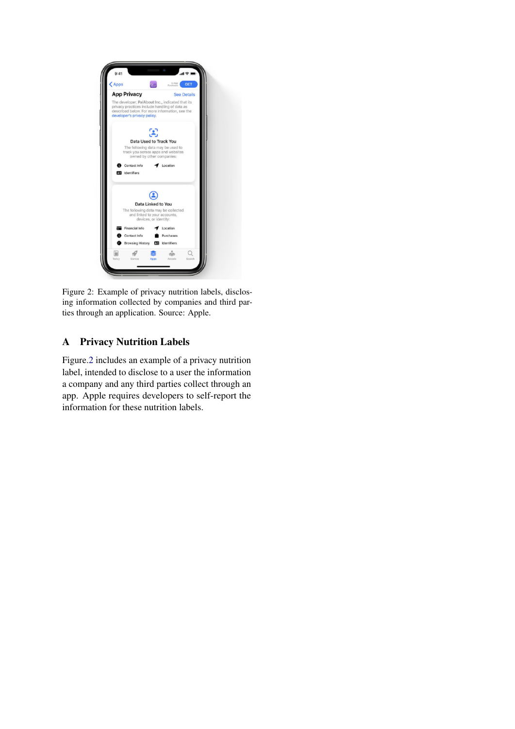Figure 2: Example of privacy nutrition labels, disclosing information collected by companies and third parties through an application. Source: Apple.

## A Privacy Nutrition Labels

Figure.2 includes an example of a privacy nutrition label, intended to disclose to a user the information a company and any third parties collect through an app. Apple requires developers to self-report the information for these nutrition labels.